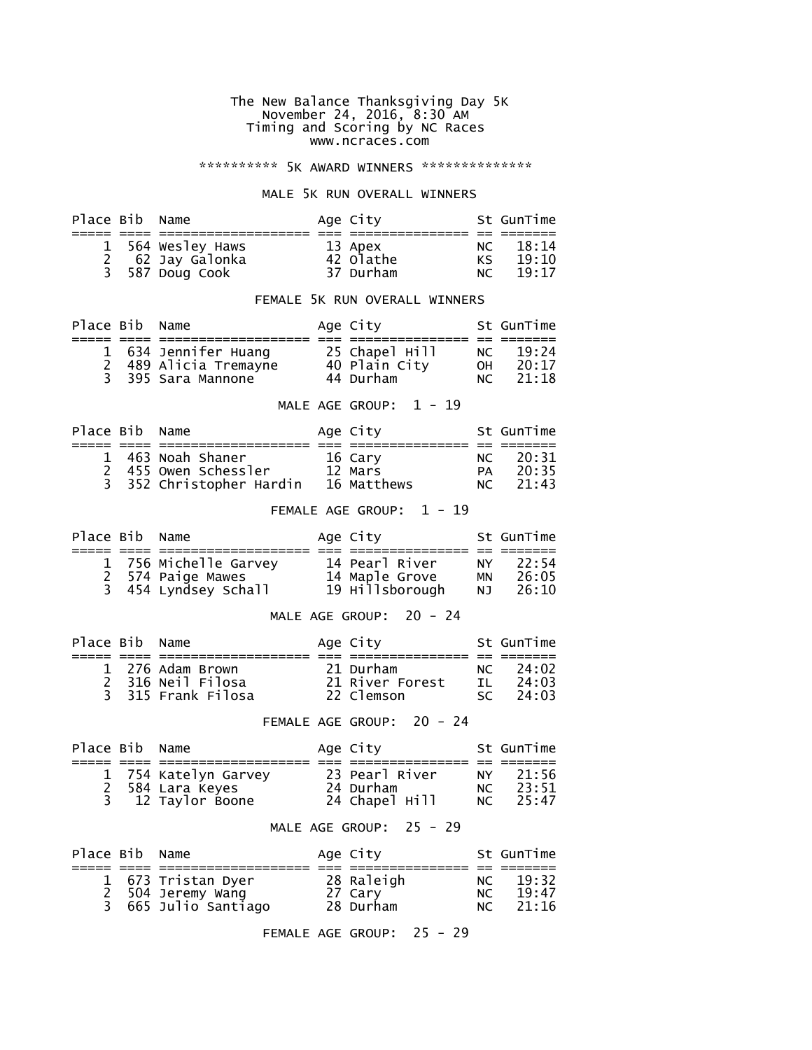The New Balance Thanksgiving Day 5K
November 24, 2016, 8:30 AM
Timing and Scoring by NC Races
www.ncraces.com

********** 5K AWARD WINNERS **************

## MALE 5K RUN OVERALL WINNERS

| Place | Bib | Name | Age | City | St | GunTime |
|---|---|---|---|---|---|---|
| 1 | 564 | Wesley Haws | 13 | Apex | NC | 18:14 |
| 2 | 62 | Jay Galonka | 42 | Olathe | KS | 19:10 |
| 3 | 587 | Doug Cook | 37 | Durham | NC | 19:17 |

## FEMALE 5K RUN OVERALL WINNERS

| Place | Bib | Name | Age | City | St | GunTime |
|---|---|---|---|---|---|---|
| 1 | 634 | Jennifer Huang | 25 | Chapel Hill | NC | 19:24 |
| 2 | 489 | Alicia Tremayne | 40 | Plain City | OH | 20:17 |
| 3 | 395 | Sara Mannone | 44 | Durham | NC | 21:18 |

## MALE AGE GROUP: 1 - 19

| Place | Bib | Name | Age | City | St | GunTime |
|---|---|---|---|---|---|---|
| 1 | 463 | Noah Shaner | 16 | Cary | NC | 20:31 |
| 2 | 455 | Owen Schessler | 12 | Mars | PA | 20:35 |
| 3 | 352 | Christopher Hardin | 16 | Matthews | NC | 21:43 |

## FEMALE AGE GROUP: 1 - 19

| Place | Bib | Name | Age | City | St | GunTime |
|---|---|---|---|---|---|---|
| 1 | 756 | Michelle Garvey | 14 | Pearl River | NY | 22:54 |
| 2 | 574 | Paige Mawes | 14 | Maple Grove | MN | 26:05 |
| 3 | 454 | Lyndsey Schall | 19 | Hillsborough | NJ | 26:10 |

## MALE AGE GROUP: 20 - 24

| Place | Bib | Name | Age | City | St | GunTime |
|---|---|---|---|---|---|---|
| 1 | 276 | Adam Brown | 21 | Durham | NC | 24:02 |
| 2 | 316 | Neil Filosa | 21 | River Forest | IL | 24:03 |
| 3 | 315 | Frank Filosa | 22 | Clemson | SC | 24:03 |

## FEMALE AGE GROUP: 20 - 24

| Place | Bib | Name | Age | City | St | GunTime |
|---|---|---|---|---|---|---|
| 1 | 754 | Katelyn Garvey | 23 | Pearl River | NY | 21:56 |
| 2 | 584 | Lara Keyes | 24 | Durham | NC | 23:51 |
| 3 | 12 | Taylor Boone | 24 | Chapel Hill | NC | 25:47 |

## MALE AGE GROUP: 25 - 29

| Place | Bib | Name | Age | City | St | GunTime |
|---|---|---|---|---|---|---|
| 1 | 673 | Tristan Dyer | 28 | Raleigh | NC | 19:32 |
| 2 | 504 | Jeremy Wang | 27 | Cary | NC | 19:47 |
| 3 | 665 | Julio Santiago | 28 | Durham | NC | 21:16 |

## FEMALE AGE GROUP: 25 - 29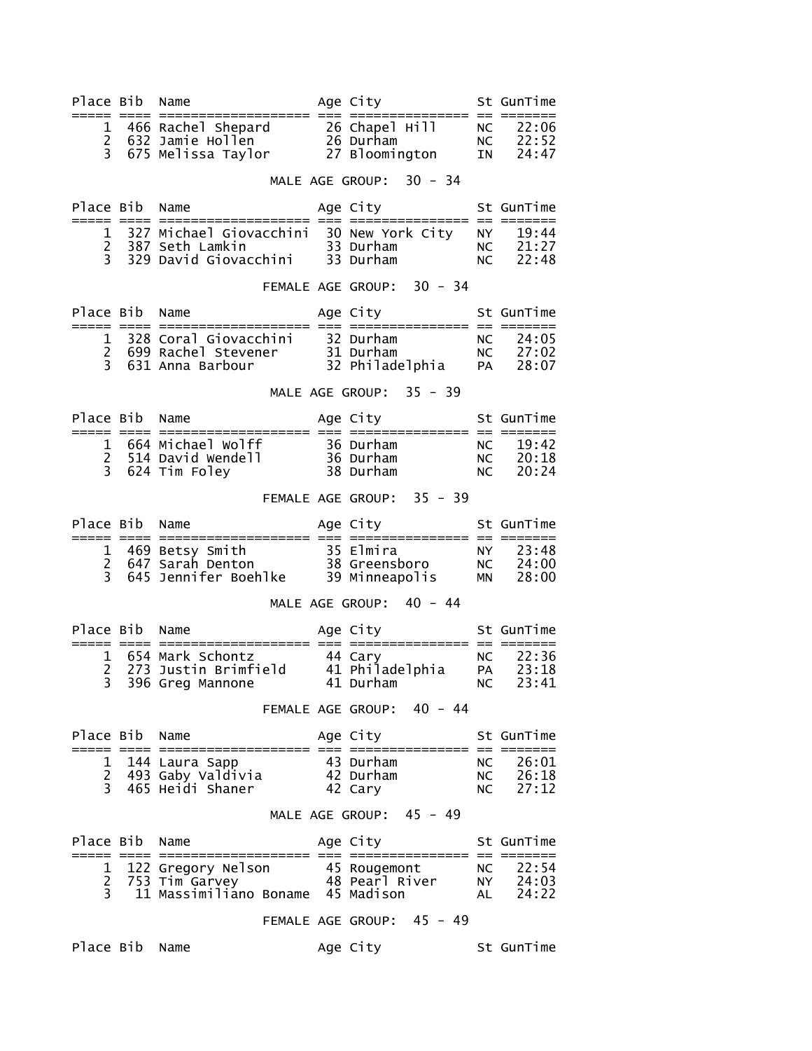| Place | Bib | Name | Age | City | St | GunTime |
|---|---|---|---|---|---|---|
| 1 | 466 | Rachel Shepard | 26 | Chapel Hill | NC | 22:06 |
| 2 | 632 | Jamie Hollen | 26 | Durham | NC | 22:52 |
| 3 | 675 | Melissa Taylor | 27 | Bloomington | IN | 24:47 |

MALE AGE GROUP: 30 - 34

| Place | Bib | Name | Age | City | St | GunTime |
|---|---|---|---|---|---|---|
| 1 | 327 | Michael Giovacchini | 30 | New York City | NY | 19:44 |
| 2 | 387 | Seth Lamkin | 33 | Durham | NC | 21:27 |
| 3 | 329 | David Giovacchini | 33 | Durham | NC | 22:48 |

FEMALE AGE GROUP: 30 - 34

| Place | Bib | Name | Age | City | St | GunTime |
|---|---|---|---|---|---|---|
| 1 | 328 | Coral Giovacchini | 32 | Durham | NC | 24:05 |
| 2 | 699 | Rachel Stevener | 31 | Durham | NC | 27:02 |
| 3 | 631 | Anna Barbour | 32 | Philadelphia | PA | 28:07 |

MALE AGE GROUP: 35 - 39

| Place | Bib | Name | Age | City | St | GunTime |
|---|---|---|---|---|---|---|
| 1 | 664 | Michael Wolff | 36 | Durham | NC | 19:42 |
| 2 | 514 | David Wendell | 36 | Durham | NC | 20:18 |
| 3 | 624 | Tim Foley | 38 | Durham | NC | 20:24 |

FEMALE AGE GROUP: 35 - 39

| Place | Bib | Name | Age | City | St | GunTime |
|---|---|---|---|---|---|---|
| 1 | 469 | Betsy Smith | 35 | Elmira | NY | 23:48 |
| 2 | 647 | Sarah Denton | 38 | Greensboro | NC | 24:00 |
| 3 | 645 | Jennifer Boehlke | 39 | Minneapolis | MN | 28:00 |

MALE AGE GROUP: 40 - 44

| Place | Bib | Name | Age | City | St | GunTime |
|---|---|---|---|---|---|---|
| 1 | 654 | Mark Schontz | 44 | Cary | NC | 22:36 |
| 2 | 273 | Justin Brimfield | 41 | Philadelphia | PA | 23:18 |
| 3 | 396 | Greg Mannone | 41 | Durham | NC | 23:41 |

FEMALE AGE GROUP: 40 - 44

| Place | Bib | Name | Age | City | St | GunTime |
|---|---|---|---|---|---|---|
| 1 | 144 | Laura Sapp | 43 | Durham | NC | 26:01 |
| 2 | 493 | Gaby Valdivia | 42 | Durham | NC | 26:18 |
| 3 | 465 | Heidi Shaner | 42 | Cary | NC | 27:12 |

MALE AGE GROUP: 45 - 49

| Place | Bib | Name | Age | City | St | GunTime |
|---|---|---|---|---|---|---|
| 1 | 122 | Gregory Nelson | 45 | Rougemont | NC | 22:54 |
| 2 | 753 | Tim Garvey | 48 | Pearl River | NY | 24:03 |
| 3 | 11 | Massimiliano Boname | 45 | Madison | AL | 24:22 |

FEMALE AGE GROUP: 45 - 49

| Place | Bib | Name | Age | City | St | GunTime |
|---|---|---|---|---|---|---|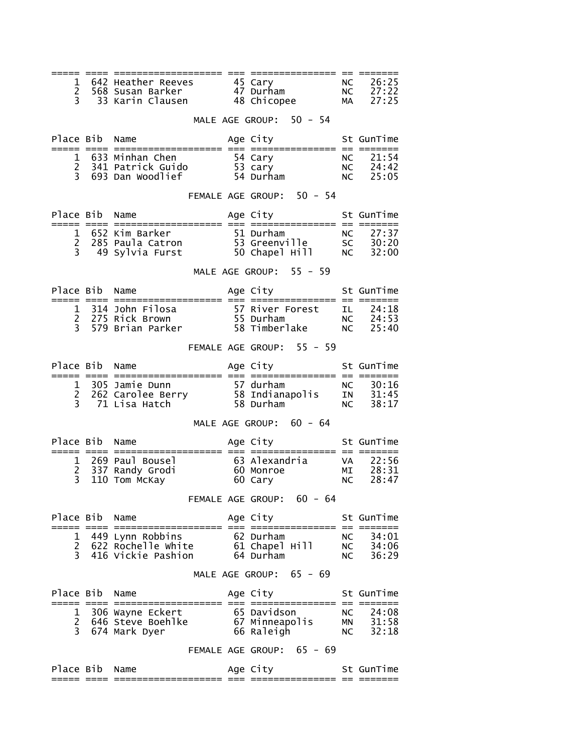| Place | Bib | Name | Age | City | St | GunTime |
|---|---|---|---|---|---|---|
| 1 | 642 | Heather Reeves | 45 | Cary | NC | 26:25 |
| 2 | 568 | Susan Barker | 47 | Durham | NC | 27:22 |
| 3 | 33 | Karin Clausen | 48 | Chicopee | MA | 27:25 |

MALE AGE GROUP: 50 - 54

| Place | Bib | Name | Age | City | St | GunTime |
|---|---|---|---|---|---|---|
| 1 | 633 | Minhan Chen | 54 | Cary | NC | 21:54 |
| 2 | 341 | Patrick Guido | 53 | cary | NC | 24:42 |
| 3 | 693 | Dan Woodlief | 54 | Durham | NC | 25:05 |

FEMALE AGE GROUP: 50 - 54

| Place | Bib | Name | Age | City | St | GunTime |
|---|---|---|---|---|---|---|
| 1 | 652 | Kim Barker | 51 | Durham | NC | 27:37 |
| 2 | 285 | Paula Catron | 53 | Greenville | SC | 30:20 |
| 3 | 49 | Sylvia Furst | 50 | Chapel Hill | NC | 32:00 |

MALE AGE GROUP: 55 - 59

| Place | Bib | Name | Age | City | St | GunTime |
|---|---|---|---|---|---|---|
| 1 | 314 | John Filosa | 57 | River Forest | IL | 24:18 |
| 2 | 275 | Rick Brown | 55 | Durham | NC | 24:53 |
| 3 | 579 | Brian Parker | 58 | Timberlake | NC | 25:40 |

FEMALE AGE GROUP: 55 - 59

| Place | Bib | Name | Age | City | St | GunTime |
|---|---|---|---|---|---|---|
| 1 | 305 | Jamie Dunn | 57 | durham | NC | 30:16 |
| 2 | 262 | Carolee Berry | 58 | Indianapolis | IN | 31:45 |
| 3 | 71 | Lisa Hatch | 58 | Durham | NC | 38:17 |

MALE AGE GROUP: 60 - 64

| Place | Bib | Name | Age | City | St | GunTime |
|---|---|---|---|---|---|---|
| 1 | 269 | Paul Bousel | 63 | Alexandria | VA | 22:56 |
| 2 | 337 | Randy Grodi | 60 | Monroe | MI | 28:31 |
| 3 | 110 | Tom McKay | 60 | Cary | NC | 28:47 |

FEMALE AGE GROUP: 60 - 64

| Place | Bib | Name | Age | City | St | GunTime |
|---|---|---|---|---|---|---|
| 1 | 449 | Lynn Robbins | 62 | Durham | NC | 34:01 |
| 2 | 622 | Rochelle White | 61 | Chapel Hill | NC | 34:06 |
| 3 | 416 | Vickie Pashion | 64 | Durham | NC | 36:29 |

MALE AGE GROUP: 65 - 69

| Place | Bib | Name | Age | City | St | GunTime |
|---|---|---|---|---|---|---|
| 1 | 306 | Wayne Eckert | 65 | Davidson | NC | 24:08 |
| 2 | 646 | Steve Boehlke | 67 | Minneapolis | MN | 31:58 |
| 3 | 674 | Mark Dyer | 66 | Raleigh | NC | 32:18 |

FEMALE AGE GROUP: 65 - 69

| Place | Bib | Name | Age | City | St | GunTime |
|---|---|---|---|---|---|---|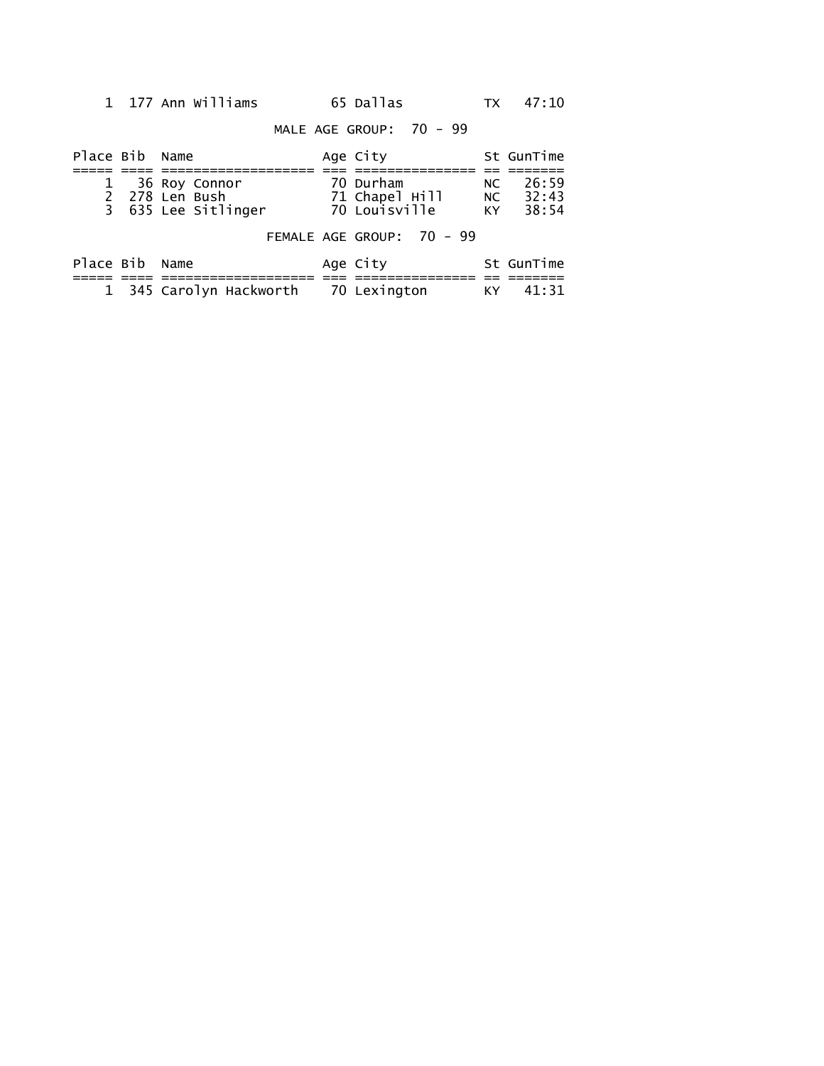| | | | | | | |
|---|---|---|---|---|---|---|
| 1 | 177 | Ann Williams | 65 | Dallas | TX | 47:10 |

MALE AGE GROUP: 70 - 99

| Place | Bib | Name | Age | City | St | GunTime |
|---|---|---|---|---|---|---|
| 1 | 36 | Roy Connor | 70 | Durham | NC | 26:59 |
| 2 | 278 | Len Bush | 71 | Chapel Hill | NC | 32:43 |
| 3 | 635 | Lee Sitlinger | 70 | Louisville | KY | 38:54 |

FEMALE AGE GROUP: 70 - 99

| Place | Bib | Name | Age | City | St | GunTime |
|---|---|---|---|---|---|---|
| 1 | 345 | Carolyn Hackworth | 70 | Lexington | KY | 41:31 |